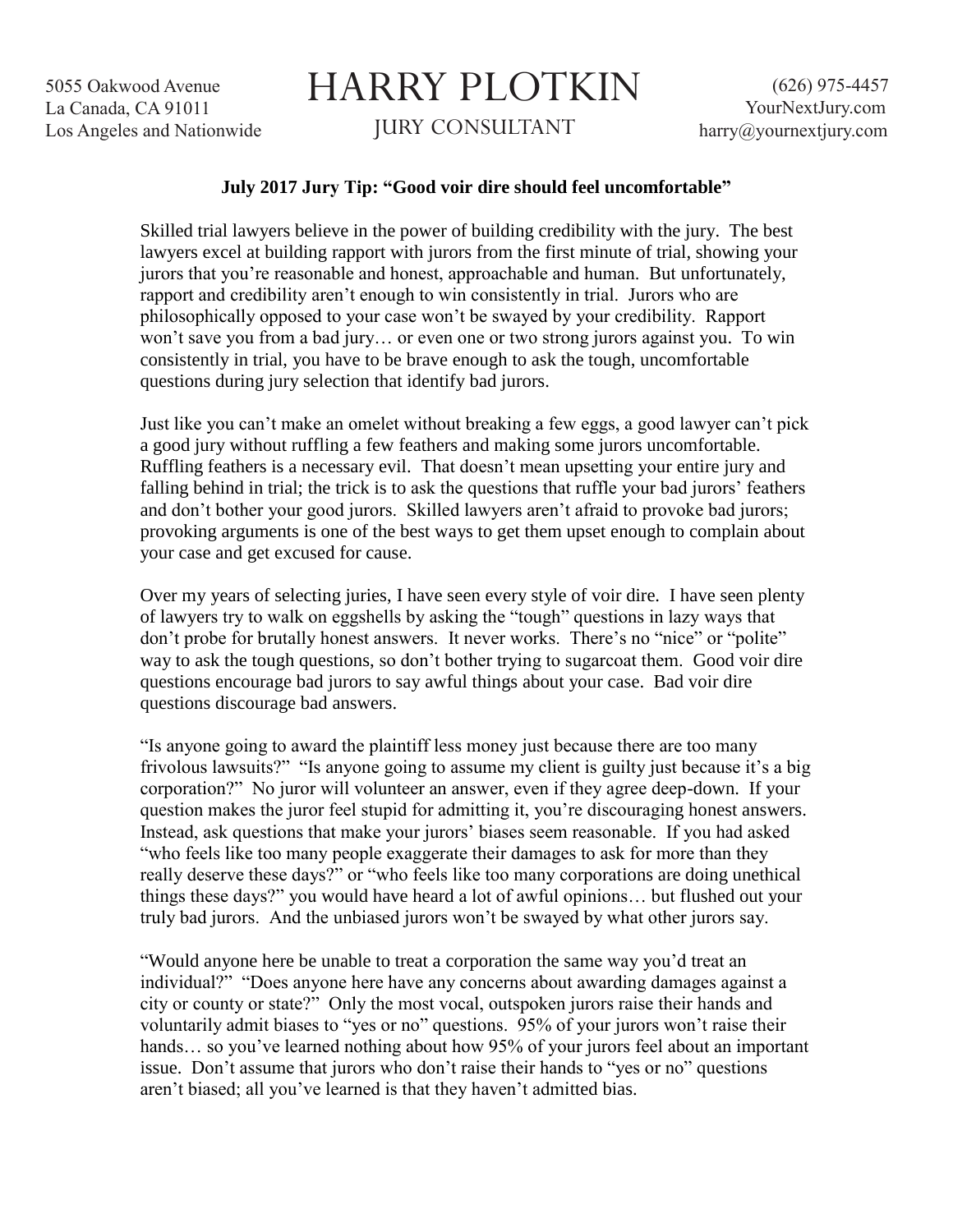5055 Oakwood Avenue
La Canada, CA 91011
Los Angeles and Nationwide

# HARRY PLOTKIN

JURY CONSULTANT

(626) 975-4457
YourNextJury.com
harry@yournextjury.com

**July 2017 Jury Tip: "Good voir dire should feel uncomfortable"**

Skilled trial lawyers believe in the power of building credibility with the jury. The best lawyers excel at building rapport with jurors from the first minute of trial, showing your jurors that you're reasonable and honest, approachable and human. But unfortunately, rapport and credibility aren't enough to win consistently in trial. Jurors who are philosophically opposed to your case won't be swayed by your credibility. Rapport won't save you from a bad jury… or even one or two strong jurors against you. To win consistently in trial, you have to be brave enough to ask the tough, uncomfortable questions during jury selection that identify bad jurors.

Just like you can't make an omelet without breaking a few eggs, a good lawyer can't pick a good jury without ruffling a few feathers and making some jurors uncomfortable. Ruffling feathers is a necessary evil. That doesn't mean upsetting your entire jury and falling behind in trial; the trick is to ask the questions that ruffle your bad jurors' feathers and don't bother your good jurors. Skilled lawyers aren't afraid to provoke bad jurors; provoking arguments is one of the best ways to get them upset enough to complain about your case and get excused for cause.

Over my years of selecting juries, I have seen every style of voir dire. I have seen plenty of lawyers try to walk on eggshells by asking the "tough" questions in lazy ways that don't probe for brutally honest answers. It never works. There's no "nice" or "polite" way to ask the tough questions, so don't bother trying to sugarcoat them. Good voir dire questions encourage bad jurors to say awful things about your case. Bad voir dire questions discourage bad answers.

"Is anyone going to award the plaintiff less money just because there are too many frivolous lawsuits?" "Is anyone going to assume my client is guilty just because it's a big corporation?" No juror will volunteer an answer, even if they agree deep-down. If your question makes the juror feel stupid for admitting it, you're discouraging honest answers. Instead, ask questions that make your jurors' biases seem reasonable. If you had asked "who feels like too many people exaggerate their damages to ask for more than they really deserve these days?" or "who feels like too many corporations are doing unethical things these days?" you would have heard a lot of awful opinions… but flushed out your truly bad jurors. And the unbiased jurors won't be swayed by what other jurors say.

"Would anyone here be unable to treat a corporation the same way you'd treat an individual?" "Does anyone here have any concerns about awarding damages against a city or county or state?" Only the most vocal, outspoken jurors raise their hands and voluntarily admit biases to "yes or no" questions. 95% of your jurors won't raise their hands… so you've learned nothing about how 95% of your jurors feel about an important issue. Don't assume that jurors who don't raise their hands to "yes or no" questions aren't biased; all you've learned is that they haven't admitted bias.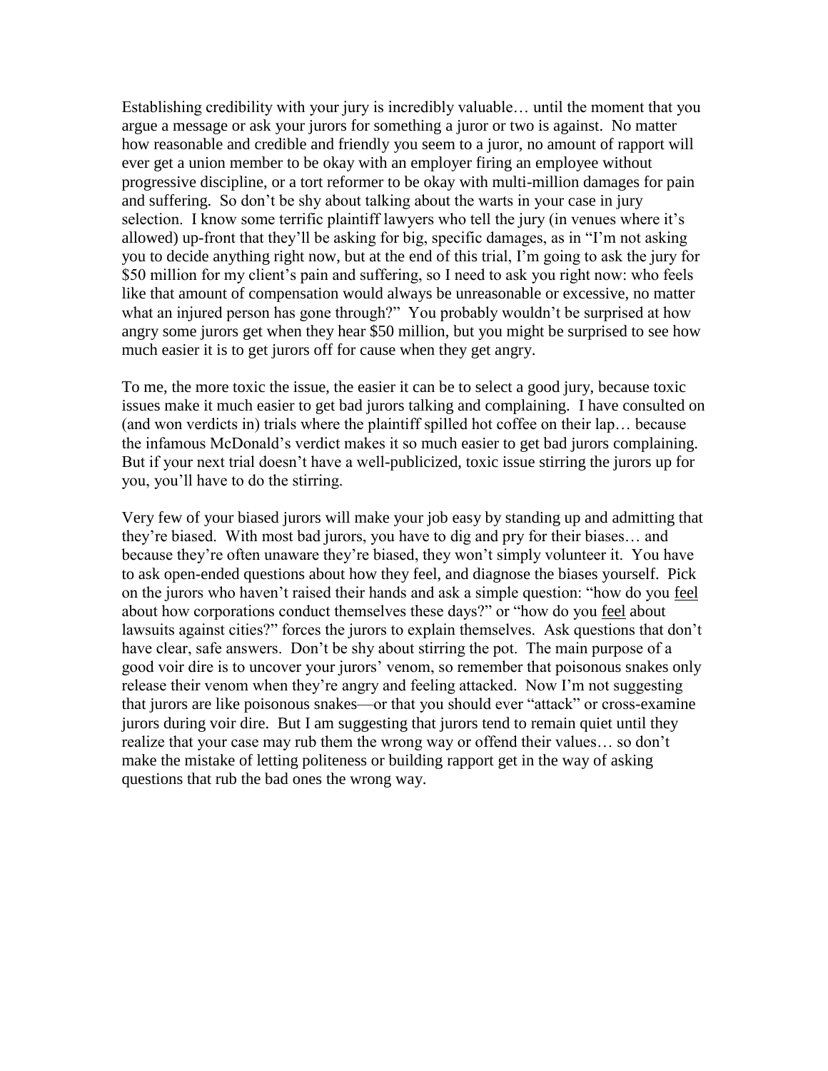Establishing credibility with your jury is incredibly valuable… until the moment that you argue a message or ask your jurors for something a juror or two is against. No matter how reasonable and credible and friendly you seem to a juror, no amount of rapport will ever get a union member to be okay with an employer firing an employee without progressive discipline, or a tort reformer to be okay with multi-million damages for pain and suffering. So don't be shy about talking about the warts in your case in jury selection. I know some terrific plaintiff lawyers who tell the jury (in venues where it's allowed) up-front that they'll be asking for big, specific damages, as in "I'm not asking you to decide anything right now, but at the end of this trial, I'm going to ask the jury for $50 million for my client's pain and suffering, so I need to ask you right now: who feels like that amount of compensation would always be unreasonable or excessive, no matter what an injured person has gone through?" You probably wouldn't be surprised at how angry some jurors get when they hear $50 million, but you might be surprised to see how much easier it is to get jurors off for cause when they get angry.

To me, the more toxic the issue, the easier it can be to select a good jury, because toxic issues make it much easier to get bad jurors talking and complaining. I have consulted on (and won verdicts in) trials where the plaintiff spilled hot coffee on their lap… because the infamous McDonald's verdict makes it so much easier to get bad jurors complaining. But if your next trial doesn't have a well-publicized, toxic issue stirring the jurors up for you, you'll have to do the stirring.

Very few of your biased jurors will make your job easy by standing up and admitting that they're biased. With most bad jurors, you have to dig and pry for their biases… and because they're often unaware they're biased, they won't simply volunteer it. You have to ask open-ended questions about how they feel, and diagnose the biases yourself. Pick on the jurors who haven't raised their hands and ask a simple question: "how do you <u>feel</u> about how corporations conduct themselves these days?" or "how do you <u>feel</u> about lawsuits against cities?" forces the jurors to explain themselves. Ask questions that don't have clear, safe answers. Don't be shy about stirring the pot. The main purpose of a good voir dire is to uncover your jurors' venom, so remember that poisonous snakes only release their venom when they're angry and feeling attacked. Now I'm not suggesting that jurors are like poisonous snakes—or that you should ever "attack" or cross-examine jurors during voir dire. But I am suggesting that jurors tend to remain quiet until they realize that your case may rub them the wrong way or offend their values… so don't make the mistake of letting politeness or building rapport get in the way of asking questions that rub the bad ones the wrong way.